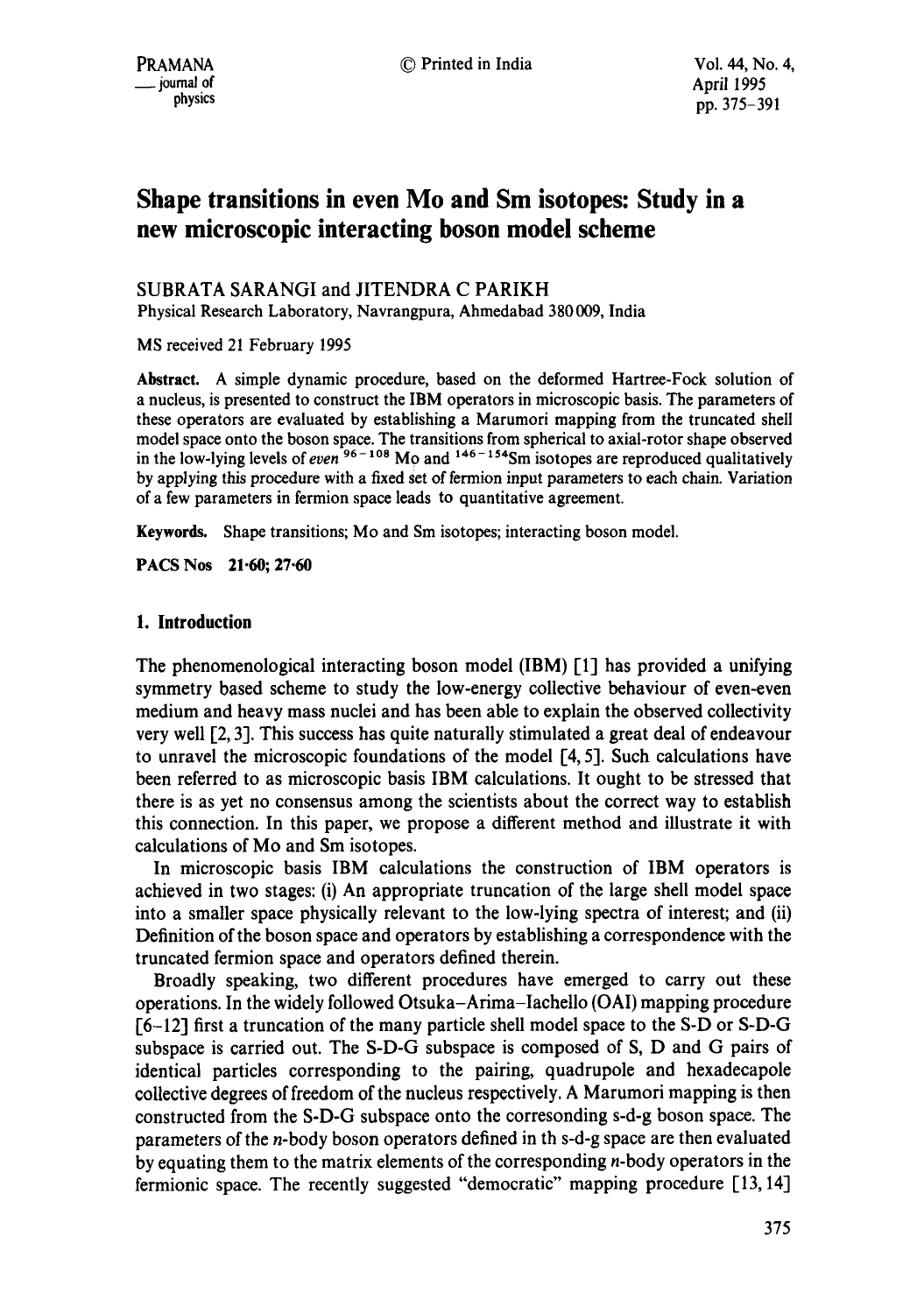# Shape transitions in even Mo and Sm isotopes: Study in a new microscopic interacting boson model scheme

SUBRATA SARANGI and JITENDRA C PARIKH

Physical Research Laboratory, Navrangpura, Ahmedabad 380 009, India

MS received 21 February 1995

**Abstract.** A simple dynamic procedure, based on the deformed Hartree-Fock solution of a nucleus, is presented to construct the IBM operators in microscopic basis. The parameters of these operators are evaluated by establishing a Marumori mapping from the truncated shell model space onto the boson space. The transitions from spherical to axial-rotor shape observed in the low-lying levels of *even* $^{96-108}$Mo and $^{146-154}$Sm isotopes are reproduced qualitatively by applying this procedure with a fixed set of fermion input parameters to each chain. Variation of a few parameters in fermion space leads to quantitative agreement.

**Keywords.** Shape transitions; Mo and Sm isotopes; interacting boson model.

**PACS Nos** 21·60; 27·60

## 1. Introduction

The phenomenological interacting boson model (IBM) [1] has provided a unifying symmetry based scheme to study the low-energy collective behaviour of even-even medium and heavy mass nuclei and has been able to explain the observed collectivity very well [2, 3]. This success has quite naturally stimulated a great deal of endeavour to unravel the microscopic foundations of the model [4, 5]. Such calculations have been referred to as microscopic basis IBM calculations. It ought to be stressed that there is as yet no consensus among the scientists about the correct way to establish this connection. In this paper, we propose a different method and illustrate it with calculations of Mo and Sm isotopes.

In microscopic basis IBM calculations the construction of IBM operators is achieved in two stages: (i) An appropriate truncation of the large shell model space into a smaller space physically relevant to the low-lying spectra of interest; and (ii) Definition of the boson space and operators by establishing a correspondence with the truncated fermion space and operators defined therein.

Broadly speaking, two different procedures have emerged to carry out these operations. In the widely followed Otsuka–Arima–Iachello (OAI) mapping procedure [6–12] first a truncation of the many particle shell model space to the S-D or S-D-G subspace is carried out. The S-D-G subspace is composed of S, D and G pairs of identical particles corresponding to the pairing, quadrupole and hexadecapole collective degrees of freedom of the nucleus respectively. A Marumori mapping is then constructed from the S-D-G subspace onto the corresonding s-d-g boson space. The parameters of the $n$-body boson operators defined in th s-d-g space are then evaluated by equating them to the matrix elements of the corresponding $n$-body operators in the fermionic space. The recently suggested "democratic" mapping procedure [13, 14]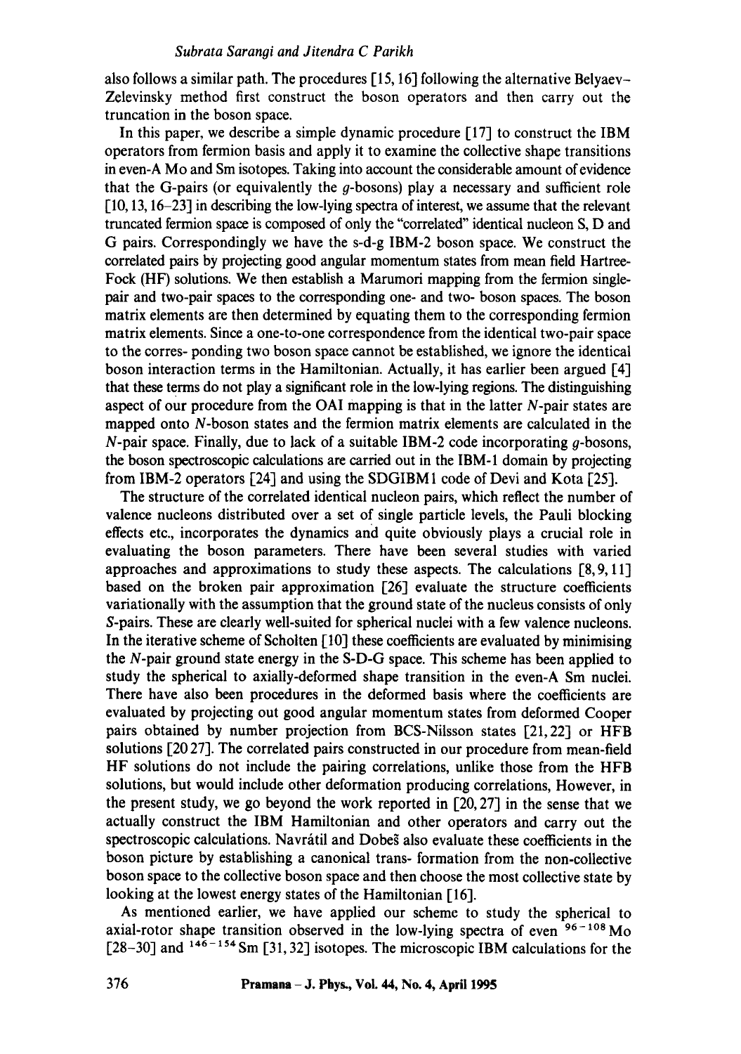also follows a similar path. The procedures [15, 16] following the alternative Belyaev–Zelevinsky method first construct the boson operators and then carry out the truncation in the boson space.

In this paper, we describe a simple dynamic procedure [17] to construct the IBM operators from fermion basis and apply it to examine the collective shape transitions in even-A Mo and Sm isotopes. Taking into account the considerable amount of evidence that the G-pairs (or equivalently the $g$-bosons) play a necessary and sufficient role [10, 13, 16–23] in describing the low-lying spectra of interest, we assume that the relevant truncated fermion space is composed of only the "correlated" identical nucleon S, D and G pairs. Correspondingly we have the s-d-g IBM-2 boson space. We construct the correlated pairs by projecting good angular momentum states from mean field Hartree-Fock (HF) solutions. We then establish a Marumori mapping from the fermion single-pair and two-pair spaces to the corresponding one- and two- boson spaces. The boson matrix elements are then determined by equating them to the corresponding fermion matrix elements. Since a one-to-one correspondence from the identical two-pair space to the corres- ponding two boson space cannot be established, we ignore the identical boson interaction terms in the Hamiltonian. Actually, it has earlier been argued [4] that these terms do not play a significant role in the low-lying regions. The distinguishing aspect of our procedure from the OAI mapping is that in the latter $N$-pair states are mapped onto $N$-boson states and the fermion matrix elements are calculated in the $N$-pair space. Finally, due to lack of a suitable IBM-2 code incorporating $g$-bosons, the boson spectroscopic calculations are carried out in the IBM-1 domain by projecting from IBM-2 operators [24] and using the SDGIBM1 code of Devi and Kota [25].

The structure of the correlated identical nucleon pairs, which reflect the number of valence nucleons distributed over a set of single particle levels, the Pauli blocking effects etc., incorporates the dynamics and quite obviously plays a crucial role in evaluating the boson parameters. There have been several studies with varied approaches and approximations to study these aspects. The calculations [8, 9, 11] based on the broken pair approximation [26] evaluate the structure coefficients variationally with the assumption that the ground state of the nucleus consists of only $S$-pairs. These are clearly well-suited for spherical nuclei with a few valence nucleons. In the iterative scheme of Scholten [10] these coefficients are evaluated by minimising the $N$-pair ground state energy in the S-D-G space. This scheme has been applied to study the spherical to axially-deformed shape transition in the even-A Sm nuclei. There have also been procedures in the deformed basis where the coefficients are evaluated by projecting out good angular momentum states from deformed Cooper pairs obtained by number projection from BCS-Nilsson states [21, 22] or HFB solutions [20 27]. The correlated pairs constructed in our procedure from mean-field HF solutions do not include the pairing correlations, unlike those from the HFB solutions, but would include other deformation producing correlations, However, in the present study, we go beyond the work reported in [20, 27] in the sense that we actually construct the IBM Hamiltonian and other operators and carry out the spectroscopic calculations. Navrátil and Dobeš also evaluate these coefficients in the boson picture by establishing a canonical trans- formation from the non-collective boson space to the collective boson space and then choose the most collective state by looking at the lowest energy states of the Hamiltonian [16].

As mentioned earlier, we have applied our scheme to study the spherical to axial-rotor shape transition observed in the low-lying spectra of even $^{96-108}$Mo [28–30] and $^{146-154}$Sm [31, 32] isotopes. The microscopic IBM calculations for the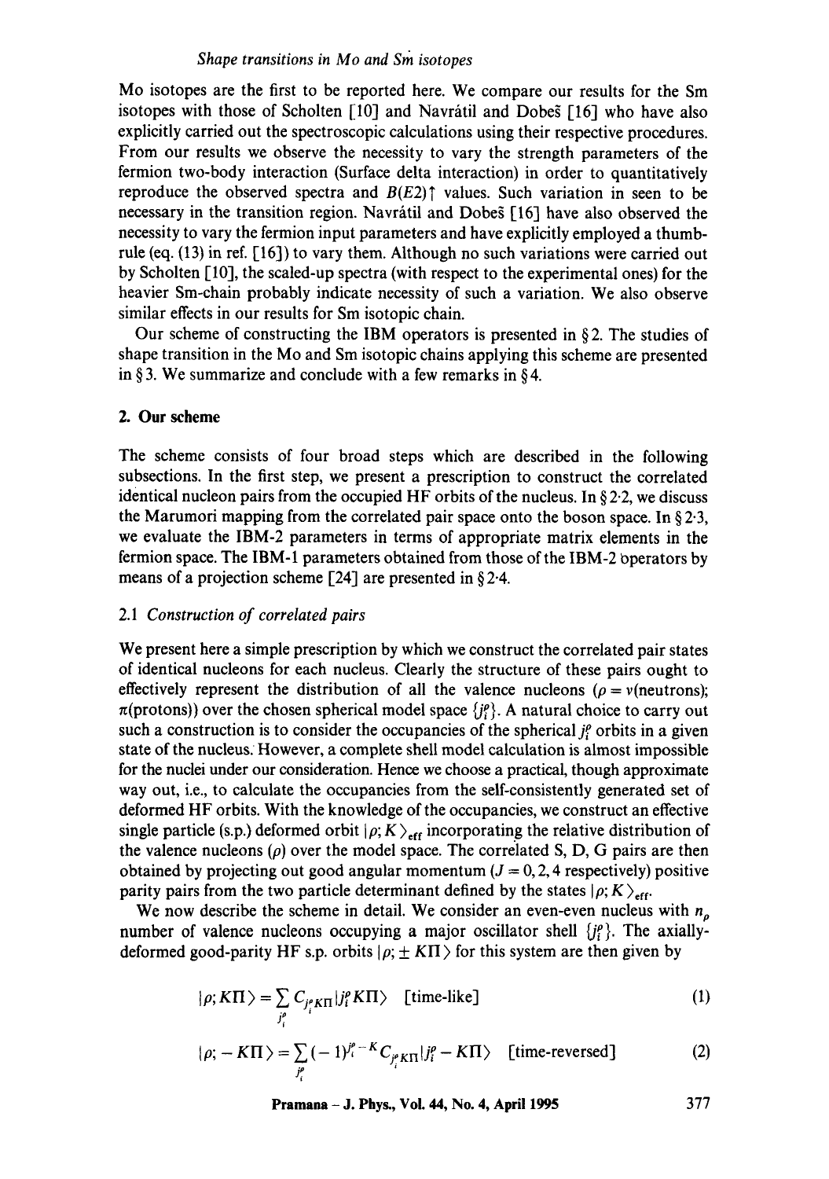Mo isotopes are the first to be reported here. We compare our results for the Sm isotopes with those of Scholten [10] and Navrátil and Dobeš [16] who have also explicitly carried out the spectroscopic calculations using their respective procedures. From our results we observe the necessity to vary the strength parameters of the fermion two-body interaction (Surface delta interaction) in order to quantitatively reproduce the observed spectra and $B(E2)\uparrow$ values. Such variation in seen to be necessary in the transition region. Navrátil and Dobeš [16] have also observed the necessity to vary the fermion input parameters and have explicitly employed a thumb-rule (eq. (13) in ref. [16]) to vary them. Although no such variations were carried out by Scholten [10], the scaled-up spectra (with respect to the experimental ones) for the heavier Sm-chain probably indicate necessity of such a variation. We also observe similar effects in our results for Sm isotopic chain.

Our scheme of constructing the IBM operators is presented in § 2. The studies of shape transition in the Mo and Sm isotopic chains applying this scheme are presented in § 3. We summarize and conclude with a few remarks in § 4.

## 2. Our scheme

The scheme consists of four broad steps which are described in the following subsections. In the first step, we present a prescription to construct the correlated identical nucleon pairs from the occupied HF orbits of the nucleus. In § 2·2, we discuss the Marumori mapping from the correlated pair space onto the boson space. In § 2·3, we evaluate the IBM-2 parameters in terms of appropriate matrix elements in the fermion space. The IBM-1 parameters obtained from those of the IBM-2 operators by means of a projection scheme [24] are presented in § 2·4.

### 2.1 *Construction of correlated pairs*

We present here a simple prescription by which we construct the correlated pair states of identical nucleons for each nucleus. Clearly the structure of these pairs ought to effectively represent the distribution of all the valence nucleons ($\rho = \nu$(neutrons); $\pi$(protons)) over the chosen spherical model space $\{j_i^\rho\}$. A natural choice to carry out such a construction is to consider the occupancies of the spherical $j_i^\rho$ orbits in a given state of the nucleus. However, a complete shell model calculation is almost impossible for the nuclei under our consideration. Hence we choose a practical, though approximate way out, i.e., to calculate the occupancies from the self-consistently generated set of deformed HF orbits. With the knowledge of the occupancies, we construct an effective single particle (s.p.) deformed orbit $|\rho; K\rangle_{\text{eff}}$ incorporating the relative distribution of the valence nucleons ($\rho$) over the model space. The correlated S, D, G pairs are then obtained by projecting out good angular momentum ($J = 0, 2, 4$ respectively) positive parity pairs from the two particle determinant defined by the states $|\rho; K\rangle_{\text{eff}}$.

We now describe the scheme in detail. We consider an even-even nucleus with $n_\rho$ number of valence nucleons occupying a major oscillator shell $\{j_i^\rho\}$. The axially-deformed good-parity HF s.p. orbits $|\rho; \pm K\Pi\rangle$ for this system are then given by

$$|\rho; K\Pi\rangle = \sum_{j_i^\rho} C_{j_i^\rho K\Pi} |j_i^\rho K\Pi\rangle \quad \text{[time-like]} \tag{1}$$

$$|\rho; -K\Pi\rangle = \sum_{j_i^\rho} (-1)^{j_i^\rho - K} C_{j_i^\rho K\Pi} |j_i^\rho - K\Pi\rangle \quad \text{[time-reversed]} \tag{2}$$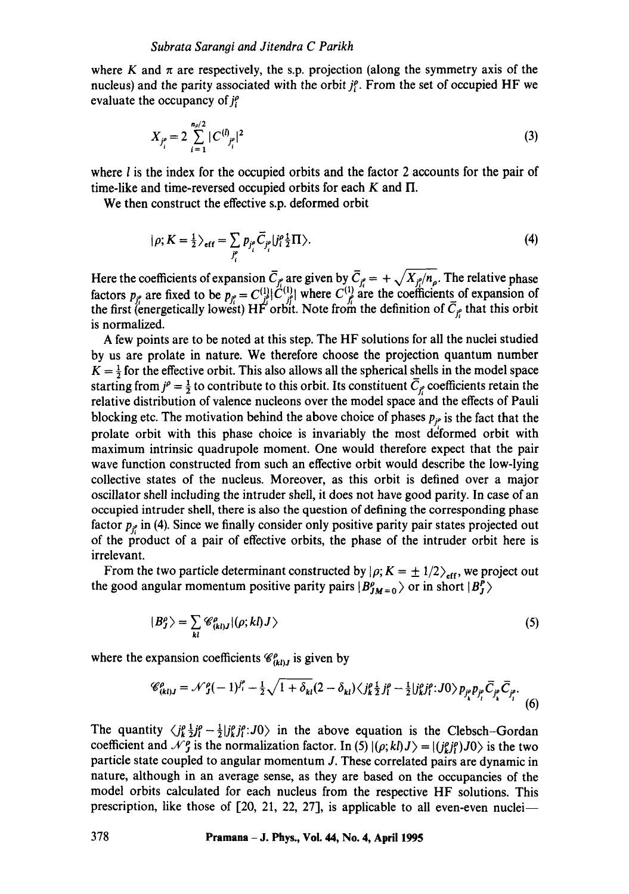where $K$ and $\pi$ are respectively, the s.p. projection (along the symmetry axis of the nucleus) and the parity associated with the orbit $j_i^\rho$. From the set of occupied HF we evaluate the occupancy of $j_i^\rho$

$$X_{j_i^\rho} = 2 \sum_{i=1}^{n_\rho/2} |C^{(l)}_{j_i^\rho}|^2 \tag{3}$$

where $l$ is the index for the occupied orbits and the factor 2 accounts for the pair of time-like and time-reversed occupied orbits for each $K$ and $\Pi$.

We then construct the effective s.p. deformed orbit

$$|\rho; K = \tfrac{1}{2}\rangle_{\text{eff}} = \sum_{j_i^\rho} p_{j_i^\rho} \bar{C}_{j_i^\rho} |j_i^\rho \tfrac{1}{2} \Pi\rangle. \tag{4}$$

Here the coefficients of expansion $\bar{C}_{j_i^\rho}$ are given by $\bar{C}_{j_i^\rho} = +\sqrt{X_{j_i^\rho}/n_\rho}$. The relative phase factors $p_{j_i^\rho}$ are fixed to be $p_{j_i^\rho} = C^{(1)}_{j_i^\rho}/|C^{(1)}_{j_i^\rho}|$ where $C^{(1)}_{j_i^\rho}$ are the coefficients of expansion of the first (energetically lowest) HF orbit. Note from the definition of $\bar{C}_{j_i^\rho}$ that this orbit is normalized.

A few points are to be noted at this step. The HF solutions for all the nuclei studied by us are prolate in nature. We therefore choose the projection quantum number $K = \frac{1}{2}$ for the effective orbit. This also allows all the spherical shells in the model space starting from $j^\rho = \frac{1}{2}$ to contribute to this orbit. Its constituent $\bar{C}_{j_i^\rho}$ coefficients retain the relative distribution of valence nucleons over the model space and the effects of Pauli blocking etc. The motivation behind the above choice of phases $p_{j_i^\rho}$ is the fact that the prolate orbit with this phase choice is invariably the most deformed orbit with maximum intrinsic quadrupole moment. One would therefore expect that the pair wave function constructed from such an effective orbit would describe the low-lying collective states of the nucleus. Moreover, as this orbit is defined over a major oscillator shell including the intruder shell, it does not have good parity. In case of an occupied intruder shell, there is also the question of defining the corresponding phase factor $p_{j_i^\rho}$ in (4). Since we finally consider only positive parity pair states projected out of the product of a pair of effective orbits, the phase of the intruder orbit here is irrelevant.

From the two particle determinant constructed by $|\rho; K = \pm 1/2\rangle_{\text{eff}}$, we project out the good angular momentum positive parity pairs $|B^\rho_{JM=0}\rangle$ or in short $|B^\rho_J\rangle$

$$|B^\rho_J\rangle = \sum_{kl} \mathscr{C}^\rho_{(kl)J} |(\rho; kl)J\rangle \tag{5}$$

where the expansion coefficients $\mathscr{C}^\rho_{(kl)J}$ is given by

$$\mathscr{C}^\rho_{(kl)J} = \mathscr{N}^\rho_J (-1)^{j_l^\rho - \frac{1}{2}} \sqrt{1+\delta_{kl}}\,(2-\delta_{kl}) \langle j_k^\rho \tfrac{1}{2} j_l^\rho - \tfrac{1}{2} | j_k^\rho j_l^\rho : J0\rangle\, p_{j_k^\rho} p_{j_l^\rho} \bar{C}_{j_k^\rho} \bar{C}_{j_l^\rho}. \tag{6}$$

The quantity $\langle j_k^\rho \frac{1}{2} j_l^\rho - \frac{1}{2} | j_k^\rho j_l^\rho : J0\rangle$ in the above equation is the Clebsch–Gordan coefficient and $\mathscr{N}^\rho_J$ is the normalization factor. In (5) $|(\rho; kl)J\rangle = |(j_k^\rho j_l^\rho)J0\rangle$ is the two particle state coupled to angular momentum $J$. These correlated pairs are dynamic in nature, although in an average sense, as they are based on the occupancies of the model orbits calculated for each nucleus from the respective HF solutions. This prescription, like those of [20, 21, 22, 27], is applicable to all even-even nuclei—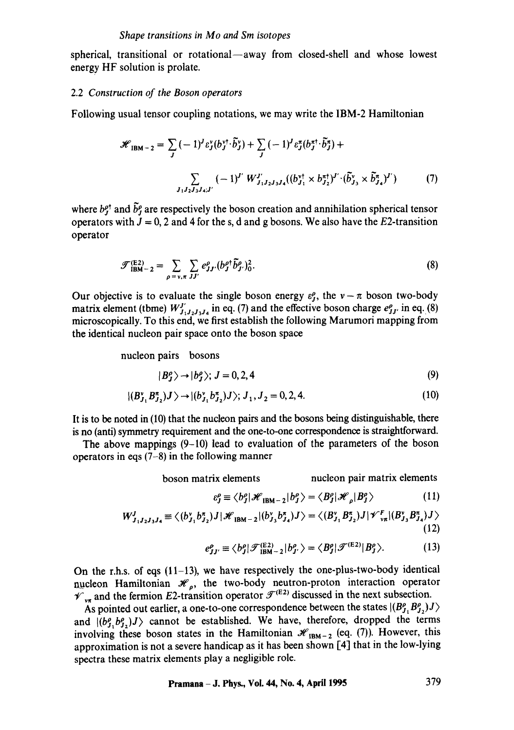spherical, transitional or rotational—away from closed-shell and whose lowest energy HF solution is prolate.

### 2.2 *Construction of the Boson operators*

Following usual tensor coupling notations, we may write the IBM-2 Hamiltonian

$$\mathscr{H}_{\mathrm{IBM-2}} = \sum_J (-1)^J \varepsilon_J^\nu (b_J^{\nu\dagger} \cdot \tilde{b}_J^\nu) + \sum_J (-1)^J \varepsilon_J^\pi (b_J^{\pi\dagger} \cdot \tilde{b}_J^\pi) + \sum_{J_1 J_2 J_3 J_4; J'} (-1)^{J'} W^{J'}_{J_1 J_2 J_3 J_4} ((b_{J_1}^{\nu\dagger} \times b_{J_2}^{\pi\dagger})^{J'} \cdot (\tilde{b}_{J_3}^\nu \times \tilde{b}_{J_4}^\pi)^{J'}) \tag{7}$$

where $b_J^{\rho\dagger}$ and $\tilde{b}_J^\rho$ are respectively the boson creation and annihilation spherical tensor operators with $J = 0, 2$ and $4$ for the s, d and g bosons. We also have the $E2$-transition operator

$$\mathscr{T}^{(\mathrm{E2})}_{\mathrm{IBM-2}} = \sum_{\rho = \nu, \pi} \sum_{JJ'} e^\rho_{JJ'} (b_J^{\rho\dagger} \tilde{b}_{J'}^\rho)^2_0. \tag{8}$$

Our objective is to evaluate the single boson energy $\varepsilon_J^\rho$, the $\nu - \pi$ boson two-body matrix element (tbme) $W^{J'}_{J_1 J_2 J_3 J_4}$ in eq. (7) and the effective boson charge $e^\rho_{JJ'}$ in eq. (8) microscopically. To this end, we first establish the following Marumori mapping from the identical nucleon pair space onto the boson space

nucleon pairs bosons

$$|B_J^\rho\rangle \to |b_J^\rho\rangle; \; J = 0, 2, 4 \tag{9}$$

$$|(B_{J_1}^\nu B_{J_2}^\pi) J\rangle \to |(b_{J_1}^\nu b_{J_2}^\pi) J\rangle; \; J_1, J_2 = 0, 2, 4. \tag{10}$$

It is to be noted in (10) that the nucleon pairs and the bosons being distinguishable, there is no (anti) symmetry requirement and the one-to-one correspondence is straightforward.

The above mappings (9–10) lead to evaluation of the parameters of the boson operators in eqs (7–8) in the following manner

boson matrix elements nucleon pair matrix elements

$$\varepsilon_J^\rho \equiv \langle b_J^\rho | \mathscr{H}_{\mathrm{IBM-2}} | b_J^\rho \rangle = \langle B_J^\rho | \mathscr{H}_\rho | B_J^\rho \rangle \tag{11}$$

$$W^J_{J_1 J_2 J_3 J_4} \equiv \langle (b_{J_1}^\nu b_{J_2}^\pi) J | \mathscr{H}_{\mathrm{IBM-2}} | (b_{J_3}^\nu b_{J_4}^\pi) J \rangle = \langle (B_{J_1}^\nu B_{J_2}^\pi) J | \mathscr{V}^F_{\nu\pi} | (B_{J_3}^\nu B_{J_4}^\pi) J \rangle \tag{12}$$

$$e^\rho_{JJ'} \equiv \langle b_J^\rho | \mathscr{T}^{(\mathrm{E2})}_{\mathrm{IBM-2}} | b_{J'}^\rho \rangle = \langle B_J^\rho | \mathscr{T}^{(\mathrm{E2})} | B_{J'}^\rho \rangle. \tag{13}$$

On the r.h.s. of eqs (11–13), we have respectively the one-plus-two-body identical nucleon Hamiltonian $\mathscr{H}_\rho$, the two-body neutron-proton interaction operator $\mathscr{V}_{\nu\pi}$ and the fermion $E2$-transition operator $\mathscr{T}^{(\mathrm{E2})}$ discussed in the next subsection.

As pointed out earlier, a one-to-one correspondence between the states $|(B_{J_1}^\rho B_{J_2}^\rho) J\rangle$ and $|(b_{J_1}^\rho b_{J_2}^\rho) J\rangle$ cannot be established. We have, therefore, dropped the terms involving these boson states in the Hamiltonian $\mathscr{H}_{\mathrm{IBM-2}}$ (eq. (7)). However, this approximation is not a severe handicap as it has been shown [4] that in the low-lying spectra these matrix elements play a negligible role.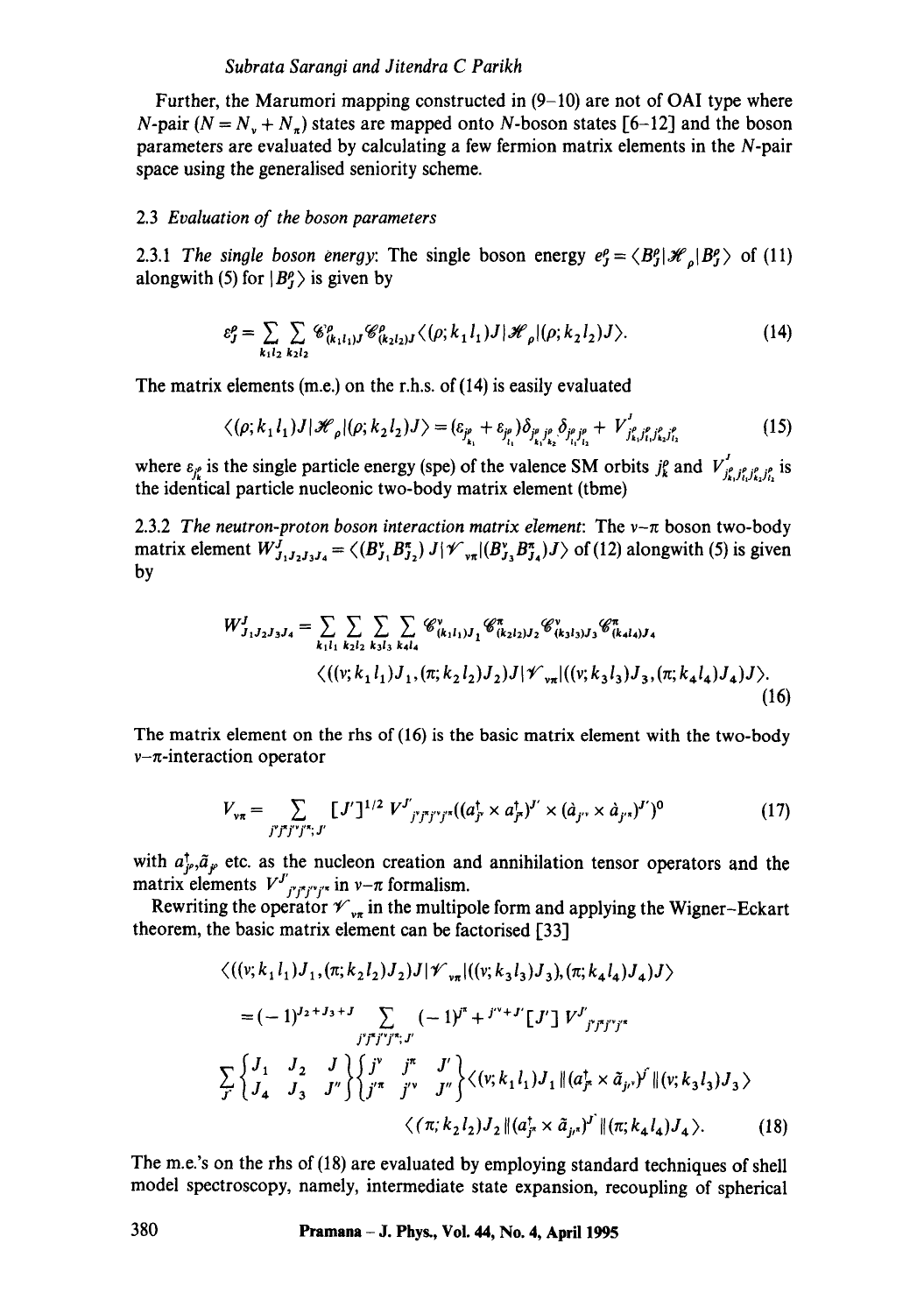Further, the Marumori mapping constructed in (9–10) are not of OAI type where $N$-pair ($N = N_\nu + N_\pi$) states are mapped onto $N$-boson states [6–12] and the boson parameters are evaluated by calculating a few fermion matrix elements in the $N$-pair space using the generalised seniority scheme.

### 2.3 *Evaluation of the boson parameters*

2.3.1 *The single boson energy*: The single boson energy $e_J^\rho = \langle B_J^\rho | \mathscr{H}_\rho | B_J^\rho \rangle$ of (11) alongwith (5) for $|B_J^\rho\rangle$ is given by

$$\varepsilon_J^\rho = \sum_{k_1 l_2} \sum_{k_2 l_2} \mathscr{C}^\rho_{(k_1 l_1)J} \mathscr{C}^\rho_{(k_2 l_2)J} \langle (\rho; k_1 l_1) J | \mathscr{H}_\rho | (\rho; k_2 l_2) J \rangle. \tag{14}$$

The matrix elements (m.e.) on the r.h.s. of (14) is easily evaluated

$$\langle (\rho; k_1 l_1) J | \mathscr{H}_\rho | (\rho; k_2 l_2) J \rangle = (\varepsilon_{j^\rho_{k_1}} + \varepsilon_{j^\rho_{l_1}}) \delta_{j^\rho_{k_1} j^\rho_{k_2}} \delta_{j^\rho_{l_1} j^\rho_{l_2}} + V^J_{j^\rho_{k_1} j^\rho_{l_1} j^\rho_{k_2} j^\rho_{l_2}} \tag{15}$$

where $\varepsilon_{j^\rho_k}$ is the single particle energy (spe) of the valence SM orbits $j^\rho_k$ and $V^J_{j^\rho_{k_1} j^\rho_{l_1} j^\rho_{k_2} j^\rho_{l_2}}$ is the identical particle nucleonic two-body matrix element (tbme)

2.3.2 *The neutron-proton boson interaction matrix element*: The $\nu$–$\pi$ boson two-body matrix element $W^J_{J_1 J_2 J_3 J_4} = \langle (B^\nu_{J_1} B^\pi_{J_2}) J | \mathscr{V}_{\nu\pi} | (B^\nu_{J_3} B^\pi_{J_4}) J \rangle$ of (12) alongwith (5) is given by

$$W^J_{J_1 J_2 J_3 J_4} = \sum_{k_1 l_1} \sum_{k_2 l_2} \sum_{k_3 l_3} \sum_{k_4 l_4} \mathscr{C}^\nu_{(k_1 l_1) J_1} \mathscr{C}^\pi_{(k_2 l_2) J_2} \mathscr{C}^\nu_{(k_3 l_3) J_3} \mathscr{C}^\pi_{(k_4 l_4) J_4}$$
$$\langle ((\nu; k_1 l_1) J_1, (\pi; k_2 l_2) J_2) J | \mathscr{V}_{\nu\pi} | ((\nu; k_3 l_3) J_3, (\pi; k_4 l_4) J_4) J \rangle. \tag{16}$$

The matrix element on the rhs of (16) is the basic matrix element with the two-body $\nu$–$\pi$-interaction operator

$$V_{\nu\pi} = \sum_{j^\nu j^\pi j'^\nu j'^\pi; J'} [J']^{1/2} V^{J'}_{j^\nu j^\pi j'^\nu j'^\pi} ((a^\dagger_{j^\nu} \times a^\dagger_{j^\pi})^{J'} \times (\tilde{a}_{j'^\nu} \times \tilde{a}_{j'^\pi})^{J'})^0 \tag{17}$$

with $a^\dagger_{j^\rho}, \tilde{a}_{j^\rho}$ etc. as the nucleon creation and annihilation tensor operators and the matrix elements $V^{J'}_{j^\nu j^\pi j'^\nu j'^\pi}$ in $\nu$–$\pi$ formalism.

Rewriting the operator $\mathscr{V}_{\nu\pi}$ in the multipole form and applying the Wigner–Eckart theorem, the basic matrix element can be factorised [33]

$$\langle ((\nu; k_1 l_1) J_1, (\pi; k_2 l_2) J_2) J | \mathscr{V}_{\nu\pi} | ((\nu; k_3 l_3) J_3), (\pi; k_4 l_4) J_4) J \rangle$$
$$= (-1)^{J_2 + J_3 + J} \sum_{j^\nu j^\pi j'^\nu j'^\pi; J'} (-1)^{j^\pi + j'^\nu + J'} [J'] \, V^{J'}_{j^\nu j^\pi j'^\nu j'^\pi}$$
$$\sum_{J''} \begin{Bmatrix} J_1 & J_2 & J \\ J_4 & J_3 & J'' \end{Bmatrix} \begin{Bmatrix} j^\nu & j^\pi & J' \\ j'^\pi & j'^\nu & J'' \end{Bmatrix} \langle (\nu; k_1 l_1) J_1 \| (a^\dagger_{j^\nu} \times \tilde{a}_{j'^\nu})^{J''} \| (\nu; k_3 l_3) J_3 \rangle$$
$$\langle (\pi; k_2 l_2) J_2 \| (a^\dagger_{j^\pi} \times \tilde{a}_{j'^\pi})^{J''} \| (\pi; k_4 l_4) J_4 \rangle. \tag{18}$$

The m.e.'s on the rhs of (18) are evaluated by employing standard techniques of shell model spectroscopy, namely, intermediate state expansion, recoupling of spherical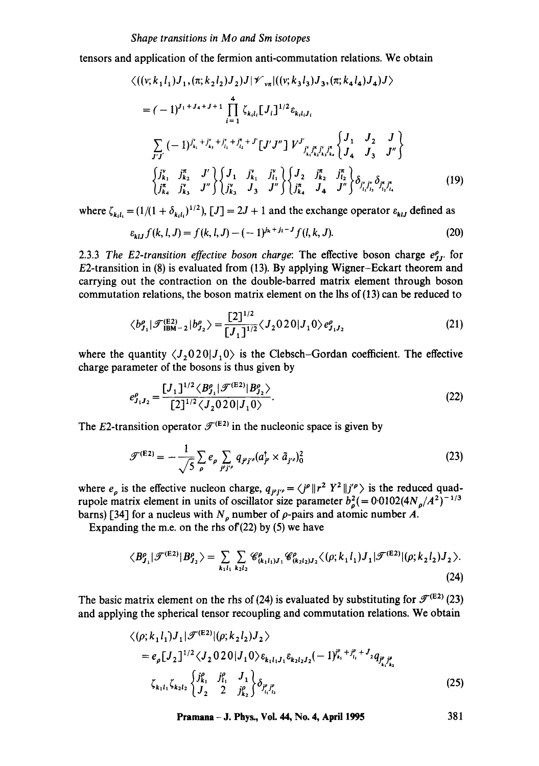tensors and application of the fermion anti-commutation relations. We obtain

$$
\begin{aligned}
&\langle((\nu;k_1l_1)J_1,(\pi;k_2l_2)J_2)J|\mathscr{V}_{\nu\pi}|((\nu;k_3l_3)J_3,(\pi;k_4l_4)J_4)J\rangle \\
&= (-1)^{J_1+J_4+J+1}\prod_{i=1}^{4}\zeta_{k_il_i}[J_i]^{1/2}\varepsilon_{k_il_iJ_i} \\
&\sum_{J'J''}(-1)^{j^\nu_{k_1}+j^\nu_{k_3}+j^\pi_{l_1}+j^\pi_{l_2}+J'}[J'J'']\,V^{J'}_{j^\nu_{k_1}j^\pi_{k_2}j^\nu_{k_3}j^\pi_{k_4}}\begin{Bmatrix} J_1 & J_2 & J \\ J_4 & J_3 & J'' \end{Bmatrix} \\
&\begin{Bmatrix} j^\nu_{k_1} & j^\pi_{k_2} & J' \\ j^\pi_{k_4} & j^\nu_{k_3} & J'' \end{Bmatrix}\begin{Bmatrix} J_1 & j^\nu_{k_1} & j^\nu_{l_1} \\ j^\nu_{k_3} & J_3 & J'' \end{Bmatrix}\begin{Bmatrix} J_2 & j^\pi_{k_2} & j^\pi_{l_2} \\ j^\pi_{k_4} & J_4 & J'' \end{Bmatrix}\delta_{j^\nu_{l_1}j^\nu_{l_3}}\delta_{j^\pi_{l_2}j^\pi_{l_4}}
\end{aligned} \tag{19}
$$

where $\zeta_{k_il_i} = (1/(1+\delta_{k_il_i})^{1/2})$, $[J] = 2J+1$ and the exchange operator $\varepsilon_{klJ}$ defined as

$$
\varepsilon_{klJ} f(k,l,J) = f(k,l,J) - (-1)^{j_k+j_l-J} f(l,k,J). \tag{20}
$$

2.3.3 *The E2-transition effective boson charge*: The effective boson charge $e^\rho_{JJ'}$ for $E2$-transition in (8) is evaluated from (13). By applying Wigner–Eckart theorem and carrying out the contraction on the double-barred matrix element through boson commutation relations, the boson matrix element on the lhs of (13) can be reduced to

$$
\langle b^\rho_{J_1}|\mathscr{T}^{(E2)}_{\mathrm{IBM}-2}|b^\rho_{J_2}\rangle = \frac{[2]^{1/2}}{[J_1]^{1/2}}\langle J_2 0 2 0|J_1 0\rangle e^\rho_{J_1J_2} \tag{21}
$$

where the quantity $\langle J_2 0 2 0|J_1 0\rangle$ is the Clebsch–Gordan coefficient. The effective charge parameter of the bosons is thus given by

$$
e^\rho_{J_1J_2} = \frac{[J_1]^{1/2}\langle B^\rho_{J_1}|\mathscr{T}^{(E2)}|B^\rho_{J_2}\rangle}{[2]^{1/2}\langle J_2 0 2 0|J_1 0\rangle}. \tag{22}
$$

The $E2$-transition operator $\mathscr{T}^{(E2)}$ in the nucleonic space is given by

$$
\mathscr{T}^{(E2)} = -\frac{1}{\sqrt{5}}\sum_\rho e_\rho \sum_{j^\rho j'^\rho} q_{j^\rho j'^\rho}(a^\dagger_{j^\rho}\times\tilde{a}_{j'^\rho})^2_0 \tag{23}
$$

where $e_\rho$ is the effective nucleon charge, $q_{j^\rho j'^\rho} = \langle j^\rho\|r^2\,Y^2\|j'^\rho\rangle$ is the reduced quadrupole matrix element in units of oscillator size parameter $b^2_\rho (= 0{\cdot}0102(4N_\rho/A^2)^{-1/3}$ barns) [34] for a nucleus with $N_\rho$ number of $\rho$-pairs and atomic number $A$.

Expanding the m.e. on the rhs of (22) by (5) we have

$$
\langle B^\rho_{J_1}|\mathscr{T}^{(E2)}|B^\rho_{J_2}\rangle = \sum_{k_1l_1}\sum_{k_2l_2}\mathscr{C}^\rho_{(k_1l_1)J_1}\mathscr{C}^\rho_{(k_2l_2)J_2}\langle(\rho;k_1l_1)J_1|\mathscr{T}^{(E2)}|(\rho;k_2l_2)J_2\rangle. \tag{24}
$$

The basic matrix element on the rhs of (24) is evaluated by substituting for $\mathscr{T}^{(E2)}$ (23) and applying the spherical tensor recoupling and commutation relations. We obtain

$$
\begin{aligned}
&\langle(\rho;k_1l_1)J_1|\mathscr{T}^{(E2)}|(\rho;k_2l_2)J_2\rangle \\
&= e_\rho[J_2]^{1/2}\langle J_2 0 2 0|J_1 0\rangle\varepsilon_{k_1l_1J_1}\varepsilon_{k_2l_2J_2}(-1)^{j^\rho_{k_1}+j^\rho_{l_1}+J_2}q_{j^\rho_{k_1}j^\rho_{k_2}} \\
&\zeta_{k_1l_1}\zeta_{k_2l_2}\begin{Bmatrix} j^\rho_{k_1} & j^\rho_{l_1} & J_1 \\ J_2 & 2 & j^\rho_{k_2} \end{Bmatrix}\delta_{j^\rho_{l_1}j^\rho_{l_2}}
\end{aligned} \tag{25}
$$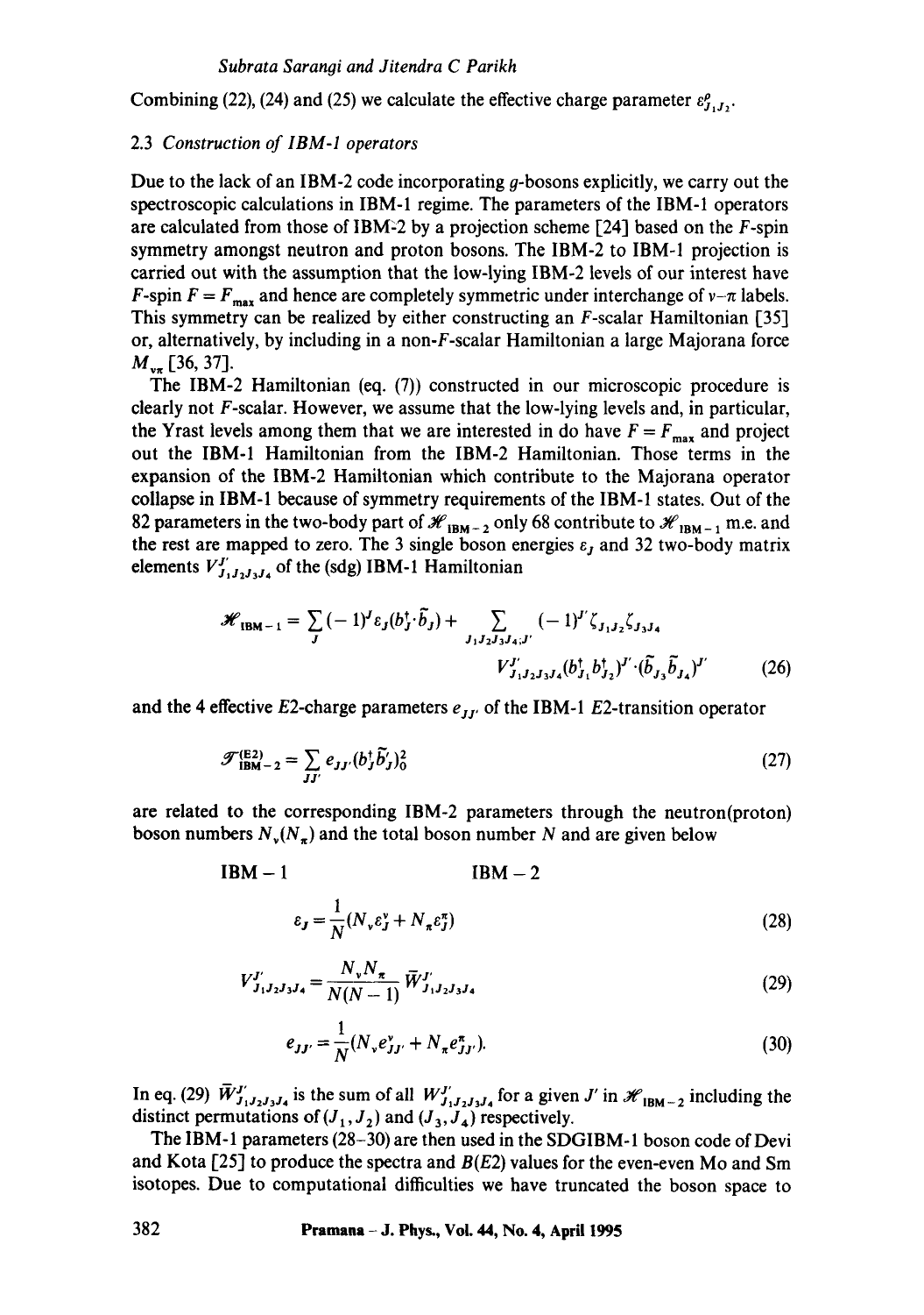Combining (22), (24) and (25) we calculate the effective charge parameter $\varepsilon^{\rho}_{J_1 J_2}$.

### 2.3 *Construction of IBM-1 operators*

Due to the lack of an IBM-2 code incorporating $g$-bosons explicitly, we carry out the spectroscopic calculations in IBM-1 regime. The parameters of the IBM-1 operators are calculated from those of IBM-2 by a projection scheme [24] based on the $F$-spin symmetry amongst neutron and proton bosons. The IBM-2 to IBM-1 projection is carried out with the assumption that the low-lying IBM-2 levels of our interest have $F$-spin $F = F_{\max}$ and hence are completely symmetric under interchange of $\nu$–$\pi$ labels. This symmetry can be realized by either constructing an $F$-scalar Hamiltonian [35] or, alternatively, by including in a non-$F$-scalar Hamiltonian a large Majorana force $M_{\nu\pi}$ [36, 37].

The IBM-2 Hamiltonian (eq. (7)) constructed in our microscopic procedure is clearly not $F$-scalar. However, we assume that the low-lying levels and, in particular, the Yrast levels among them that we are interested in do have $F = F_{\max}$ and project out the IBM-1 Hamiltonian from the IBM-2 Hamiltonian. Those terms in the expansion of the IBM-2 Hamiltonian which contribute to the Majorana operator collapse in IBM-1 because of symmetry requirements of the IBM-1 states. Out of the 82 parameters in the two-body part of $\mathscr{H}_{\text{IBM}-2}$ only 68 contribute to $\mathscr{H}_{\text{IBM}-1}$ m.e. and the rest are mapped to zero. The 3 single boson energies $\varepsilon_J$ and 32 two-body matrix elements $V^{J'}_{J_1 J_2 J_3 J_4}$ of the (sdg) IBM-1 Hamiltonian

$$\mathscr{H}_{\text{IBM}-1} = \sum_{J} (-1)^J \varepsilon_J (b_J^\dagger \cdot \tilde{b}_J) + \sum_{J_1 J_2 J_3 J_4; J'} (-1)^{J'} \zeta_{J_1 J_2} \zeta_{J_3 J_4} V^{J'}_{J_1 J_2 J_3 J_4} (b^\dagger_{J_1} b^\dagger_{J_2})^{J'} \cdot (\tilde{b}_{J_3} \tilde{b}_{J_4})^{J'} \tag{26}$$

and the 4 effective $E2$-charge parameters $e_{JJ'}$ of the IBM-1 $E2$-transition operator

$$\mathscr{T}^{(E2)}_{\text{IBM}-2} = \sum_{JJ'} e_{JJ'} (b_J^\dagger \tilde{b}_{J'})^2_0 \tag{27}$$

are related to the corresponding IBM-2 parameters through the neutron(proton) boson numbers $N_\nu (N_\pi)$ and the total boson number $N$ and are given below

IBM − 1 &nbsp;&nbsp;&nbsp;&nbsp;&nbsp;&nbsp;&nbsp;&nbsp;&nbsp;&nbsp;&nbsp;&nbsp; IBM − 2

$$\varepsilon_J = \frac{1}{N}(N_\nu \varepsilon^\nu_J + N_\pi \varepsilon^\pi_J) \tag{28}$$

$$V^{J'}_{J_1 J_2 J_3 J_4} = \frac{N_\nu N_\pi}{N(N-1)} \bar{W}^{J'}_{J_1 J_2 J_3 J_4} \tag{29}$$

$$e_{JJ'} = \frac{1}{N}(N_\nu e^\nu_{JJ'} + N_\pi e^\pi_{JJ'}). \tag{30}$$

In eq. (29) $\bar{W}^{J'}_{J_1 J_2 J_3 J_4}$ is the sum of all $W^{J'}_{J_1 J_2 J_3 J_4}$ for a given $J'$ in $\mathscr{H}_{\text{IBM}-2}$ including the distinct permutations of $(J_1, J_2)$ and $(J_3, J_4)$ respectively.

The IBM-1 parameters (28–30) are then used in the SDGIBM-1 boson code of Devi and Kota [25] to produce the spectra and $B(E2)$ values for the even-even Mo and Sm isotopes. Due to computational difficulties we have truncated the boson space to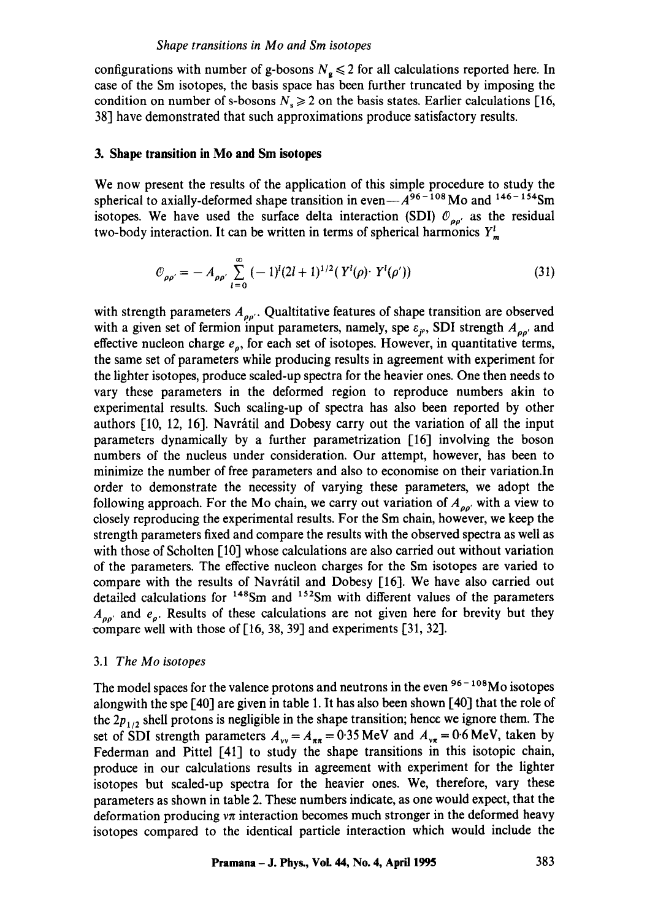configurations with number of g-bosons $N_g \leqslant 2$ for all calculations reported here. In case of the Sm isotopes, the basis space has been further truncated by imposing the condition on number of s-bosons $N_s \geqslant 2$ on the basis states. Earlier calculations [16, 38] have demonstrated that such approximations produce satisfactory results.

## 3. Shape transition in Mo and Sm isotopes

We now present the results of the application of this simple procedure to study the spherical to axially-deformed shape transition in even—$A^{96-108}$Mo and $^{146-154}$Sm isotopes. We have used the surface delta interaction (SDI) $\mathcal{O}_{\rho\rho'}$ as the residual two-body interaction. It can be written in terms of spherical harmonics $Y^l_m$

$$\mathcal{O}_{\rho\rho'} = -A_{\rho\rho'} \sum_{l=0}^{\infty} (-1)^l (2l+1)^{1/2} (Y^l(\rho) \cdot Y^l(\rho')) \tag{31}$$

with strength parameters $A_{\rho\rho'}$. Qualtitative features of shape transition are observed with a given set of fermion input parameters, namely, spe $\varepsilon_{j\rho}$, SDI strength $A_{\rho\rho'}$ and effective nucleon charge $e_\rho$, for each set of isotopes. However, in quantitative terms, the same set of parameters while producing results in agreement with experiment for the lighter isotopes, produce scaled-up spectra for the heavier ones. One then needs to vary these parameters in the deformed region to reproduce numbers akin to experimental results. Such scaling-up of spectra has also been reported by other authors [10, 12, 16]. Navrátil and Dobesy carry out the variation of all the input parameters dynamically by a further parametrization [16] involving the boson numbers of the nucleus under consideration. Our attempt, however, has been to minimize the number of free parameters and also to economise on their variation.In order to demonstrate the necessity of varying these parameters, we adopt the following approach. For the Mo chain, we carry out variation of $A_{\rho\rho'}$ with a view to closely reproducing the experimental results. For the Sm chain, however, we keep the strength parameters fixed and compare the results with the observed spectra as well as with those of Scholten [10] whose calculations are also carried out without variation of the parameters. The effective nucleon charges for the Sm isotopes are varied to compare with the results of Navrátil and Dobesy [16]. We have also carried out detailed calculations for $^{148}$Sm and $^{152}$Sm with different values of the parameters $A_{\rho\rho'}$ and $e_\rho$. Results of these calculations are not given here for brevity but they compare well with those of [16, 38, 39] and experiments [31, 32].

### 3.1 *The Mo isotopes*

The model spaces for the valence protons and neutrons in the even $^{96-108}$Mo isotopes alongwith the spe [40] are given in table 1. It has also been shown [40] that the role of the $2p_{1/2}$ shell protons is negligible in the shape transition; hence we ignore them. The set of SDI strength parameters $A_{\nu\nu} = A_{\pi\pi} = 0{\cdot}35$ MeV and $A_{\nu\pi} = 0{\cdot}6$ MeV, taken by Federman and Pittel [41] to study the shape transitions in this isotopic chain, produce in our calculations results in agreement with experiment for the lighter isotopes but scaled-up spectra for the heavier ones. We, therefore, vary these parameters as shown in table 2. These numbers indicate, as one would expect, that the deformation producing $\nu\pi$ interaction becomes much stronger in the deformed heavy isotopes compared to the identical particle interaction which would include the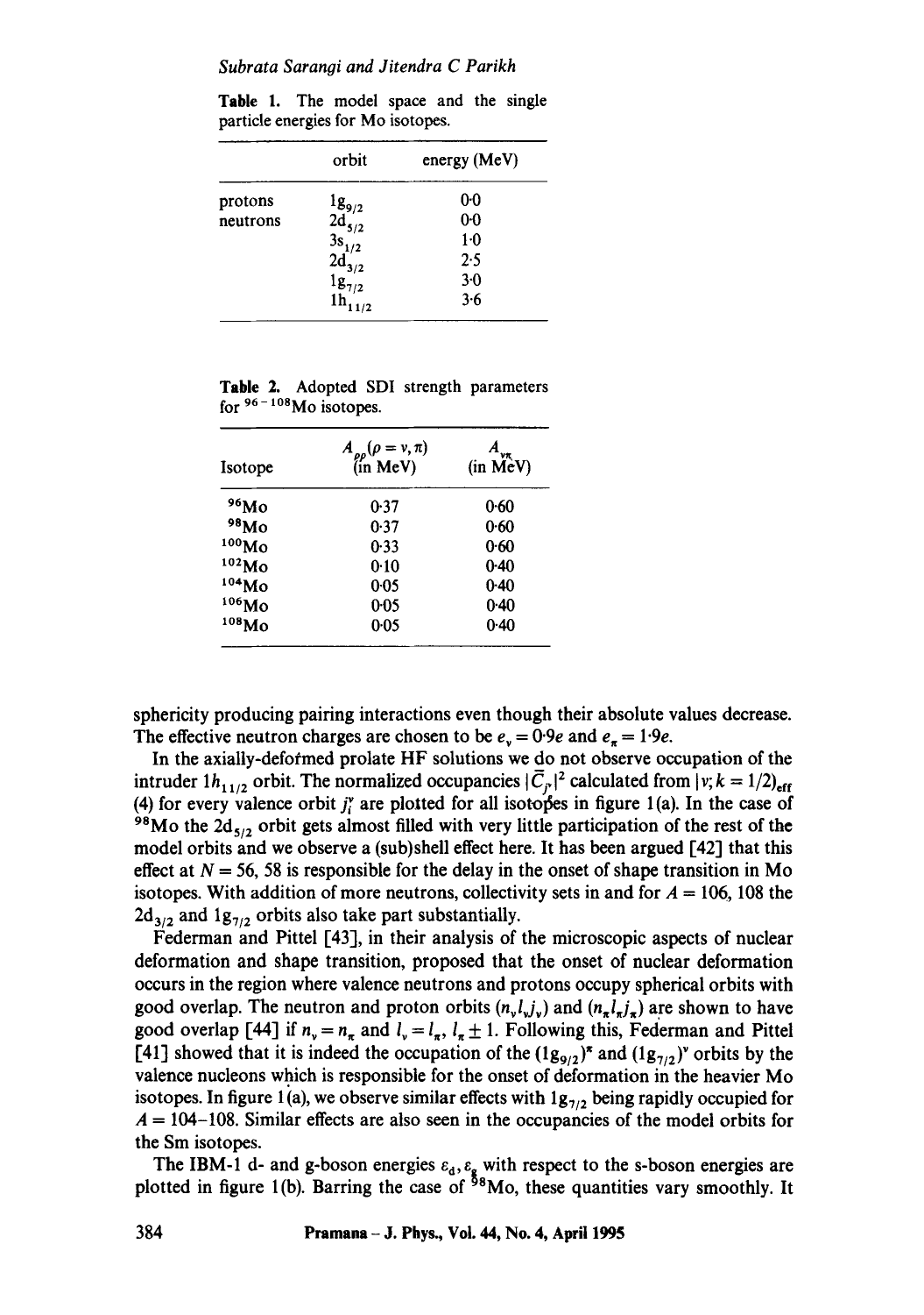Table 1. The model space and the single particle energies for Mo isotopes.

| | orbit | energy (MeV) |
|---|---|---|
| protons | $1g_{9/2}$ | 0·0 |
| neutrons | $2d_{5/2}$ | 0·0 |
| | $3s_{1/2}$ | 1·0 |
| | $2d_{3/2}$ | 2·5 |
| | $1g_{7/2}$ | 3·0 |
| | $1h_{11/2}$ | 3·6 |

Table 2. Adopted SDI strength parameters for $^{96-108}$Mo isotopes.

| Isotope | $A_{\rho\rho}(\rho = \nu, \pi)$ (in MeV) | $A_{\nu\pi}$ (in MeV) |
|---|---|---|
| $^{96}$Mo | 0·37 | 0·60 |
| $^{98}$Mo | 0·37 | 0·60 |
| $^{100}$Mo | 0·33 | 0·60 |
| $^{102}$Mo | 0·10 | 0·40 |
| $^{104}$Mo | 0·05 | 0·40 |
| $^{106}$Mo | 0·05 | 0·40 |
| $^{108}$Mo | 0·05 | 0·40 |

sphericity producing pairing interactions even though their absolute values decrease. The effective neutron charges are chosen to be $e_\nu = 0{\cdot}9e$ and $e_\pi = 1{\cdot}9e$.

In the axially-deformed prolate HF solutions we do not observe occupation of the intruder $1h_{11/2}$ orbit. The normalized occupancies $|\bar{C}_{j^\nu}|^2$ calculated from $|\nu; k = 1/2)_{\text{eff}}$ (4) for every valence orbit $j_i^\nu$ are plotted for all isotopes in figure 1(a). In the case of $^{98}$Mo the $2d_{5/2}$ orbit gets almost filled with very little participation of the rest of the model orbits and we observe a (sub)shell effect here. It has been argued [42] that this effect at $N = 56$, 58 is responsible for the delay in the onset of shape transition in Mo isotopes. With addition of more neutrons, collectivity sets in and for $A = 106$, 108 the $2d_{3/2}$ and $1g_{7/2}$ orbits also take part substantially.

Federman and Pittel [43], in their analysis of the microscopic aspects of nuclear deformation and shape transition, proposed that the onset of nuclear deformation occurs in the region where valence neutrons and protons occupy spherical orbits with good overlap. The neutron and proton orbits $(n_\nu l_\nu j_\nu)$ and $(n_\pi l_\pi j_\pi)$ are shown to have good overlap [44] if $n_\nu = n_\pi$ and $l_\nu = l_\pi$, $l_\pi \pm 1$. Following this, Federman and Pittel [41] showed that it is indeed the occupation of the $(1g_{9/2})^\pi$ and $(1g_{7/2})^\nu$ orbits by the valence nucleons which is responsible for the onset of deformation in the heavier Mo isotopes. In figure 1(a), we observe similar effects with $1g_{7/2}$ being rapidly occupied for $A = 104$–$108$. Similar effects are also seen in the occupancies of the model orbits for the Sm isotopes.

The IBM-1 d- and g-boson energies $\varepsilon_d, \varepsilon_g$ with respect to the s-boson energies are plotted in figure 1(b). Barring the case of $^{98}$Mo, these quantities vary smoothly. It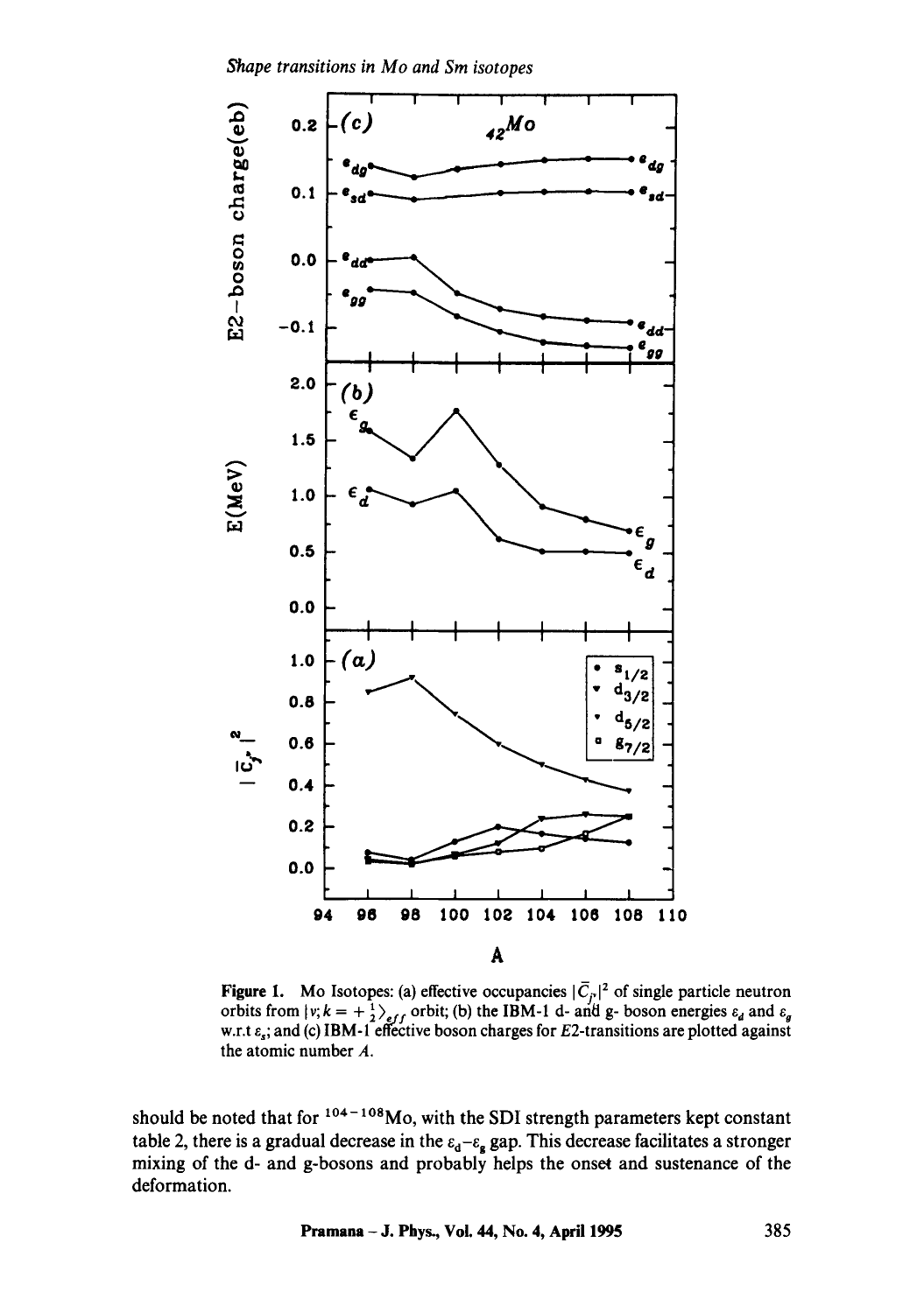Figure 1. Mo Isotopes: (a) effective occupancies $|\bar{C}_{j'}|^2$ of single particle neutron orbits from $|\nu; k = +\frac{1}{2}\rangle_{eff}$ orbit; (b) the IBM-1 d- and g- boson energies $\varepsilon_d$ and $\varepsilon_g$ w.r.t $\varepsilon_s$; and (c) IBM-1 effective boson charges for $E2$-transitions are plotted against the atomic number $A$.

should be noted that for $^{104-108}$Mo, with the SDI strength parameters kept constant table 2, there is a gradual decrease in the $\varepsilon_d$–$\varepsilon_g$ gap. This decrease facilitates a stronger mixing of the d- and g-bosons and probably helps the onset and sustenance of the deformation.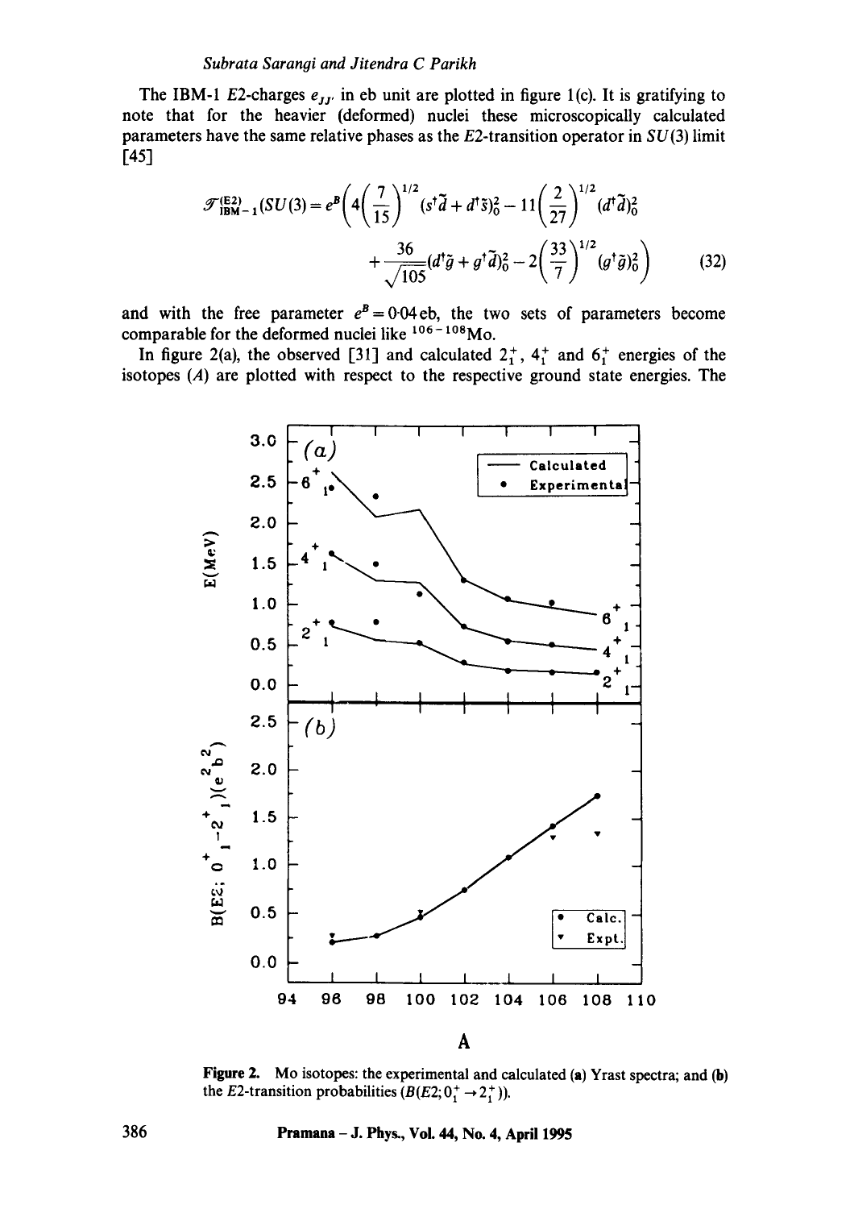The IBM-1 $E2$-charges $e_{JJ'}$ in eb unit are plotted in figure 1(c). It is gratifying to note that for the heavier (deformed) nuclei these microscopically calculated parameters have the same relative phases as the $E2$-transition operator in $SU(3)$ limit [45]

$$\mathscr{T}^{(E2)}_{\text{IBM}-1}(SU(3)) = e^B\left(4\left(\frac{7}{15}\right)^{1/2}(s^\dagger\tilde{d} + d^\dagger\tilde{s})^2_0 - 11\left(\frac{2}{27}\right)^{1/2}(d^\dagger\tilde{d})^2_0 + \frac{36}{\sqrt{105}}(d^\dagger\tilde{g} + g^\dagger\tilde{d})^2_0 - 2\left(\frac{33}{7}\right)^{1/2}(g^\dagger\tilde{g})^2_0\right) \tag{32}$$

and with the free parameter $e^B = 0{\cdot}04$ eb, the two sets of parameters become comparable for the deformed nuclei like $^{106-108}$Mo.

In figure 2(a), the observed [31] and calculated $2_1^+$, $4_1^+$ and $6_1^+$ energies of the isotopes ($A$) are plotted with respect to the respective ground state energies. The

**Figure 2.** Mo isotopes: the experimental and calculated (**a**) Yrast spectra; and (**b**) the $E2$-transition probabilities ($B(E2; 0_1^+ \rightarrow 2_1^+)$).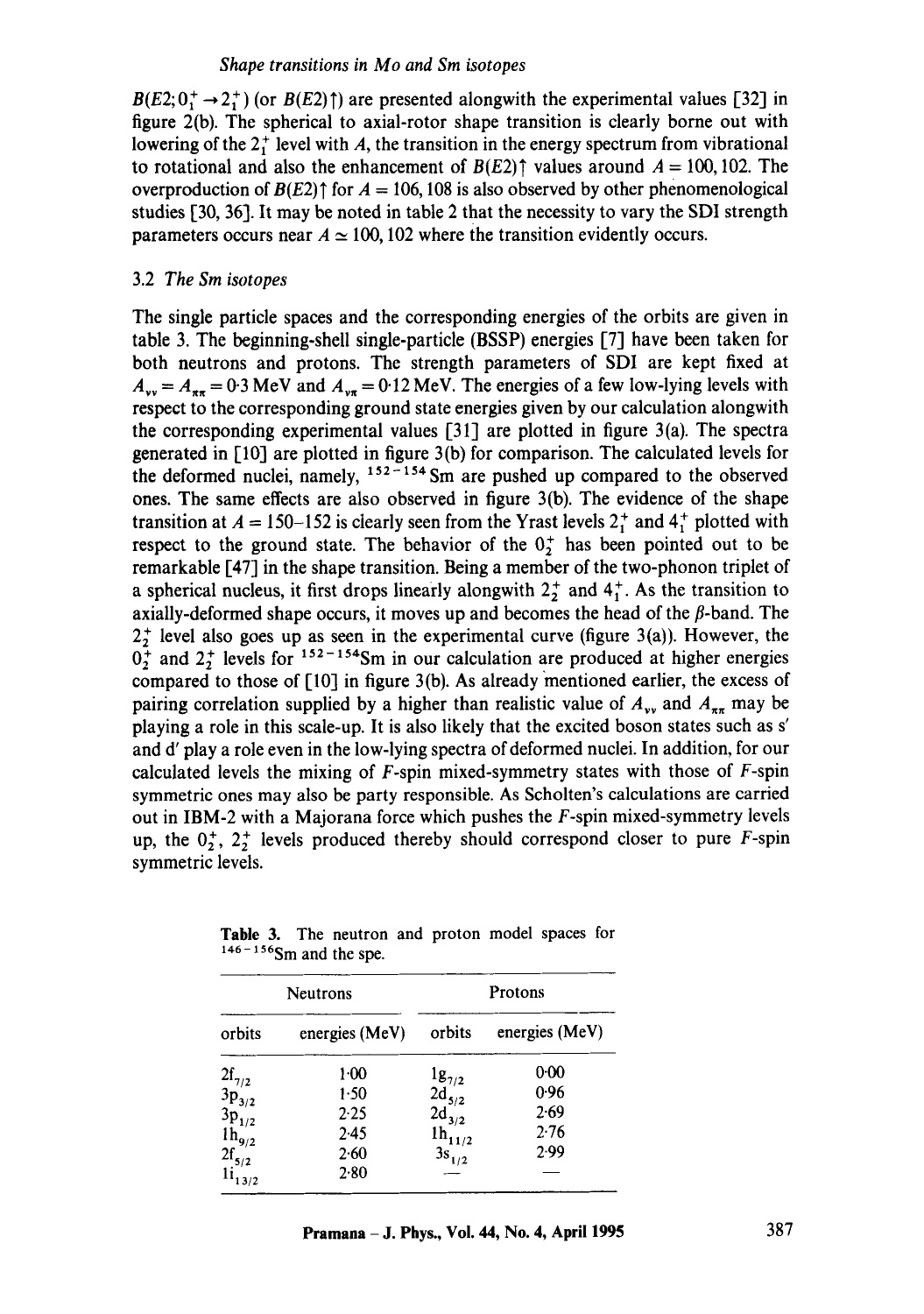$B(E2; 0_1^+ \rightarrow 2_1^+)$ (or $B(E2)\uparrow$) are presented alongwith the experimental values [32] in figure 2(b). The spherical to axial-rotor shape transition is clearly borne out with lowering of the $2_1^+$ level with $A$, the transition in the energy spectrum from vibrational to rotational and also the enhancement of $B(E2)\uparrow$ values around $A = 100, 102$. The overproduction of $B(E2)\uparrow$ for $A = 106, 108$ is also observed by other phenomenological studies [30, 36]. It may be noted in table 2 that the necessity to vary the SDI strength parameters occurs near $A \simeq 100, 102$ where the transition evidently occurs.

### 3.2 *The Sm isotopes*

The single particle spaces and the corresponding energies of the orbits are given in table 3. The beginning-shell single-particle (BSSP) energies [7] have been taken for both neutrons and protons. The strength parameters of SDI are kept fixed at $A_{\nu\nu} = A_{\pi\pi} = 0{\cdot}3$ MeV and $A_{\nu\pi} = 0{\cdot}12$ MeV. The energies of a few low-lying levels with respect to the corresponding ground state energies given by our calculation alongwith the corresponding experimental values [31] are plotted in figure 3(a). The spectra generated in [10] are plotted in figure 3(b) for comparison. The calculated levels for the deformed nuclei, namely, $^{152-154}$Sm are pushed up compared to the observed ones. The same effects are also observed in figure 3(b). The evidence of the shape transition at $A = 150$–$152$ is clearly seen from the Yrast levels $2_1^+$ and $4_1^+$ plotted with respect to the ground state. The behavior of the $0_2^+$ has been pointed out to be remarkable [47] in the shape transition. Being a member of the two-phonon triplet of a spherical nucleus, it first drops linearly alongwith $2_2^+$ and $4_1^+$. As the transition to axially-deformed shape occurs, it moves up and becomes the head of the $\beta$-band. The $2_2^+$ level also goes up as seen in the experimental curve (figure 3(a)). However, the $0_2^+$ and $2_2^+$ levels for $^{152-154}$Sm in our calculation are produced at higher energies compared to those of [10] in figure 3(b). As already mentioned earlier, the excess of pairing correlation supplied by a higher than realistic value of $A_{\nu\nu}$ and $A_{\pi\pi}$ may be playing a role in this scale-up. It is also likely that the excited boson states such as s′ and d′ play a role even in the low-lying spectra of deformed nuclei. In addition, for our calculated levels the mixing of $F$-spin mixed-symmetry states with those of $F$-spin symmetric ones may also be party responsible. As Scholten's calculations are carried out in IBM-2 with a Majorana force which pushes the $F$-spin mixed-symmetry levels up, the $0_2^+$, $2_2^+$ levels produced thereby should correspond closer to pure $F$-spin symmetric levels.

**Table 3.** The neutron and proton model spaces for $^{146-156}$Sm and the spe.

| Neutrons | | Protons | |
|---|---|---|---|
| orbits | energies (MeV) | orbits | energies (MeV) |
| $2f_{7/2}$ | 1·00 | $1g_{7/2}$ | 0·00 |
| $3p_{3/2}$ | 1·50 | $2d_{5/2}$ | 0·96 |
| $3p_{1/2}$ | 2·25 | $2d_{3/2}$ | 2·69 |
| $1h_{9/2}$ | 2·45 | $1h_{11/2}$ | 2·76 |
| $2f_{5/2}$ | 2·60 | $3s_{1/2}$ | 2·99 |
| $1i_{13/2}$ | 2·80 | — | — |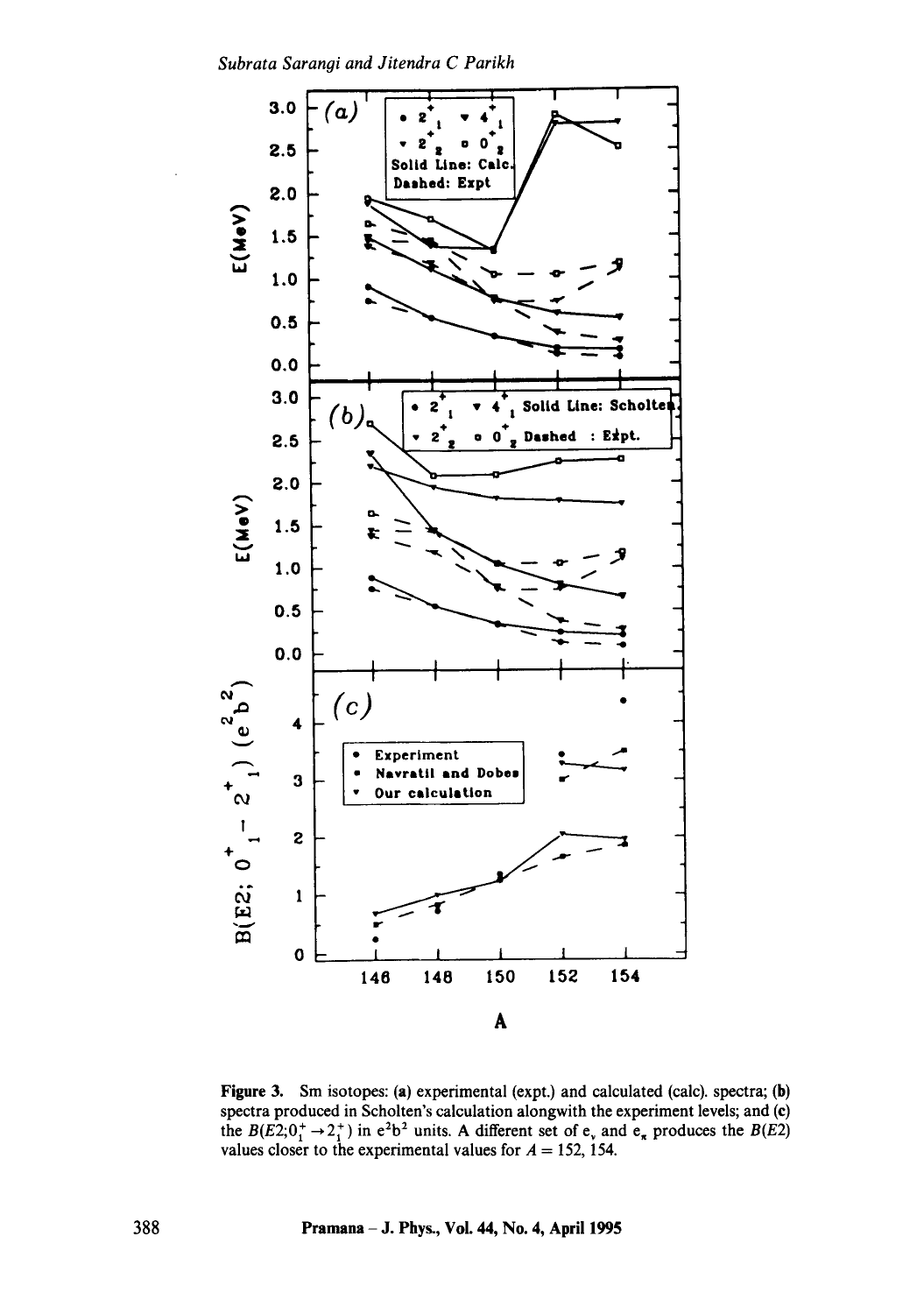**Figure 3.** Sm isotopes: (**a**) experimental (expt.) and calculated (calc). spectra; (**b**) spectra produced in Scholten's calculation alongwith the experiment levels; and (**c**) the $B(E2;0_1^+ \to 2_1^+)$ in $e^2b^2$ units. A different set of $e_\nu$ and $e_\pi$ produces the $B(E2)$ values closer to the experimental values for $A = 152, 154$.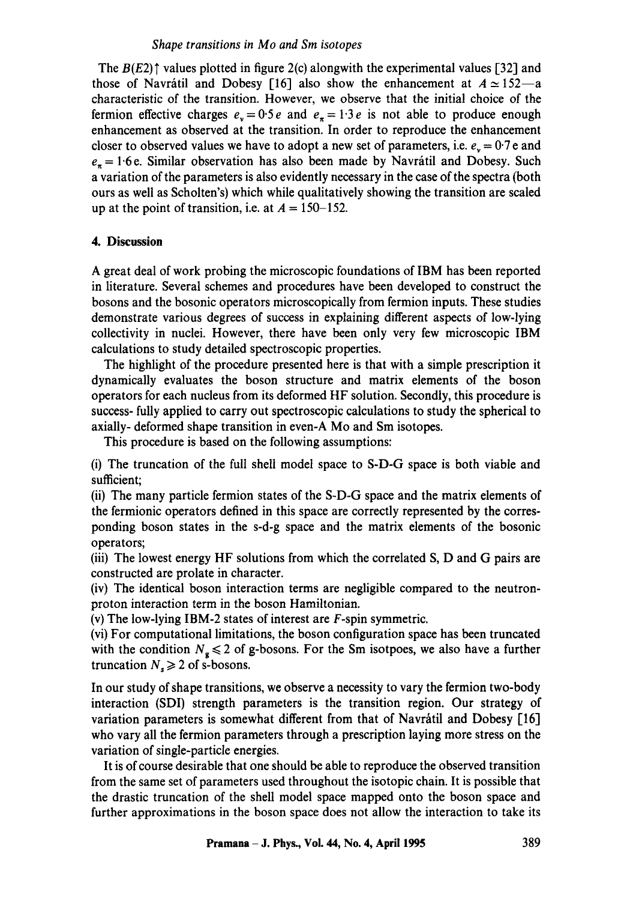The $B(E2)\uparrow$ values plotted in figure 2(c) alongwith the experimental values [32] and those of Navrátil and Dobesy [16] also show the enhancement at $A \simeq 152$—a characteristic of the transition. However, we observe that the initial choice of the fermion effective charges $e_\nu = 0{\cdot}5\,e$ and $e_\pi = 1{\cdot}3\,e$ is not able to produce enough enhancement as observed at the transition. In order to reproduce the enhancement closer to observed values we have to adopt a new set of parameters, i.e. $e_\nu = 0{\cdot}7\,e$ and $e_\pi = 1{\cdot}6\,e$. Similar observation has also been made by Navrátil and Dobesy. Such a variation of the parameters is also evidently necessary in the case of the spectra (both ours as well as Scholten's) which while qualitatively showing the transition are scaled up at the point of transition, i.e. at $A = 150$–$152$.

## 4. Discussion

A great deal of work probing the microscopic foundations of IBM has been reported in literature. Several schemes and procedures have been developed to construct the bosons and the bosonic operators microscopically from fermion inputs. These studies demonstrate various degrees of success in explaining different aspects of low-lying collectivity in nuclei. However, there have been only very few microscopic IBM calculations to study detailed spectroscopic properties.

The highlight of the procedure presented here is that with a simple prescription it dynamically evaluates the boson structure and matrix elements of the boson operators for each nucleus from its deformed HF solution. Secondly, this procedure is success- fully applied to carry out spectroscopic calculations to study the spherical to axially- deformed shape transition in even-A Mo and Sm isotopes.

This procedure is based on the following assumptions:

(i) The truncation of the full shell model space to S-D-G space is both viable and sufficient;

(ii) The many particle fermion states of the S-D-G space and the matrix elements of the fermionic operators defined in this space are correctly represented by the corresponding boson states in the s-d-g space and the matrix elements of the bosonic operators;

(iii) The lowest energy HF solutions from which the correlated S, D and G pairs are constructed are prolate in character.

(iv) The identical boson interaction terms are negligible compared to the neutron-proton interaction term in the boson Hamiltonian.

(v) The low-lying IBM-2 states of interest are $F$-spin symmetric.

(vi) For computational limitations, the boson configuration space has been truncated with the condition $N_g \leqslant 2$ of g-bosons. For the Sm isotpoes, we also have a further truncation $N_s \geqslant 2$ of s-bosons.

In our study of shape transitions, we observe a necessity to vary the fermion two-body interaction (SDI) strength parameters is the transition region. Our strategy of variation parameters is somewhat different from that of Navrátil and Dobesy [16] who vary all the fermion parameters through a prescription laying more stress on the variation of single-particle energies.

It is of course desirable that one should be able to reproduce the observed transition from the same set of parameters used throughout the isotopic chain. It is possible that the drastic truncation of the shell model space mapped onto the boson space and further approximations in the boson space does not allow the interaction to take its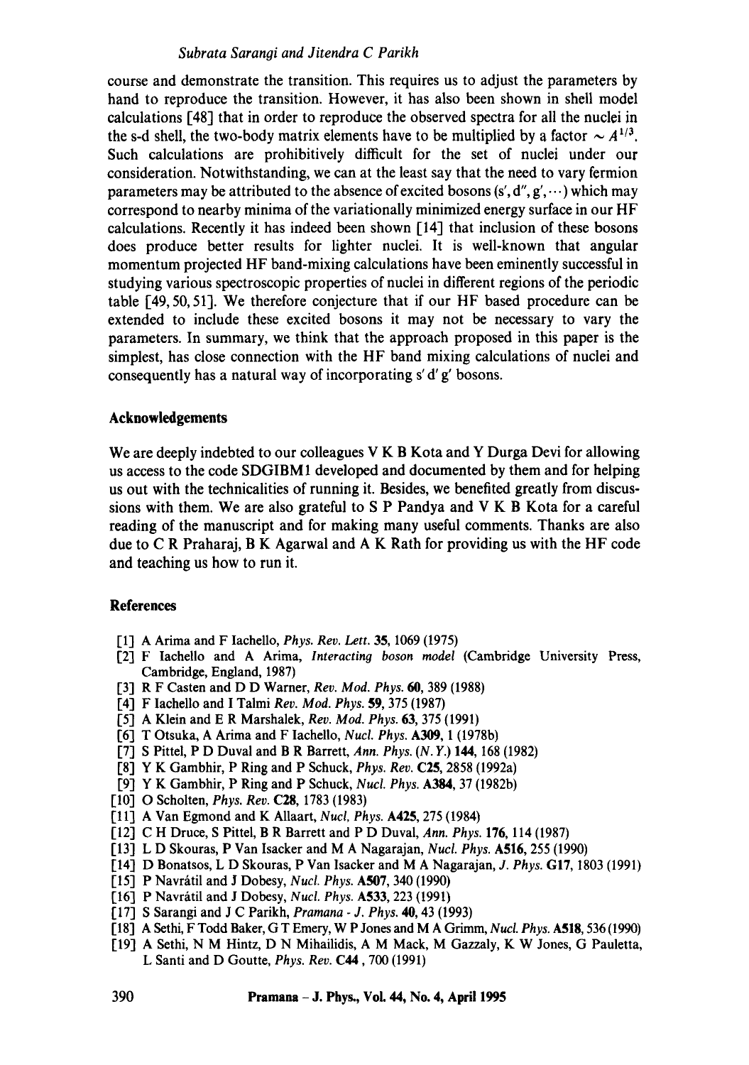course and demonstrate the transition. This requires us to adjust the parameters by hand to reproduce the transition. However, it has also been shown in shell model calculations [48] that in order to reproduce the observed spectra for all the nuclei in the s-d shell, the two-body matrix elements have to be multiplied by a factor $\sim A^{1/3}$. Such calculations are prohibitively difficult for the set of nuclei under our consideration. Notwithstanding, we can at the least say that the need to vary fermion parameters may be attributed to the absence of excited bosons (s′, d″, g′, $\cdots$) which may correspond to nearby minima of the variationally minimized energy surface in our HF calculations. Recently it has indeed been shown [14] that inclusion of these bosons does produce better results for lighter nuclei. It is well-known that angular momentum projected HF band-mixing calculations have been eminently successful in studying various spectroscopic properties of nuclei in different regions of the periodic table [49, 50, 51]. We therefore conjecture that if our HF based procedure can be extended to include these excited bosons it may not be necessary to vary the parameters. In summary, we think that the approach proposed in this paper is the simplest, has close connection with the HF band mixing calculations of nuclei and consequently has a natural way of incorporating s′ d′ g′ bosons.

## Acknowledgements

We are deeply indebted to our colleagues V K B Kota and Y Durga Devi for allowing us access to the code SDGIBM1 developed and documented by them and for helping us out with the technicalities of running it. Besides, we benefited greatly from discussions with them. We are also grateful to S P Pandya and V K B Kota for a careful reading of the manuscript and for making many useful comments. Thanks are also due to C R Praharaj, B K Agarwal and A K Rath for providing us with the HF code and teaching us how to run it.

## References

[1] A Arima and F Iachello, *Phys. Rev. Lett.* **35**, 1069 (1975)
[2] F Iachello and A Arima, *Interacting boson model* (Cambridge University Press, Cambridge, England, 1987)
[3] R F Casten and D D Warner, *Rev. Mod. Phys.* **60**, 389 (1988)
[4] F Iachello and I Talmi *Rev. Mod. Phys.* **59**, 375 (1987)
[5] A Klein and E R Marshalek, *Rev. Mod. Phys.* **63**, 375 (1991)
[6] T Otsuka, A Arima and F Iachello, *Nucl. Phys.* **A309**, 1 (1978b)
[7] S Pittel, P D Duval and B R Barrett, *Ann. Phys. (N.Y.)* **144**, 168 (1982)
[8] Y K Gambhir, P Ring and P Schuck, *Phys. Rev.* **C25**, 2858 (1992a)
[9] Y K Gambhir, P Ring and P Schuck, *Nucl. Phys.* **A384**, 37 (1982b)
[10] O Scholten, *Phys. Rev.* **C28**, 1783 (1983)
[11] A Van Egmond and K Allaart, *Nucl, Phys.* **A425**, 275 (1984)
[12] C H Druce, S Pittel, B R Barrett and P D Duval, *Ann. Phys.* **176**, 114 (1987)
[13] L D Skouras, P Van Isacker and M A Nagarajan, *Nucl. Phys.* **A516**, 255 (1990)
[14] D Bonatsos, L D Skouras, P Van Isacker and M A Nagarajan, *J. Phys.* **G17**, 1803 (1991)
[15] P Navrâtil and J Dobesy, *Nucl. Phys.* **A507**, 340 (1990)
[16] P Navrâtil and J Dobesy, *Nucl. Phys.* **A533**, 223 (1991)
[17] S Sarangi and J C Parikh, *Pramana - J. Phys.* **40**, 43 (1993)
[18] A Sethi, F Todd Baker, G T Emery, W P Jones and M A Grimm, *Nucl. Phys.* **A518**, 536 (1990)
[19] A Sethi, N M Hintz, D N Mihailidis, A M Mack, M Gazzaly, K W Jones, G Pauletta, L Santi and D Goutte, *Phys. Rev.* **C44**, 700 (1991)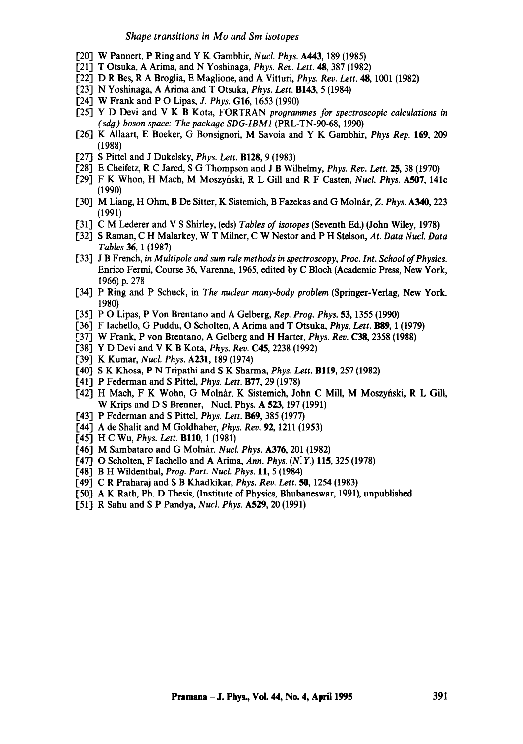- [20] W Pannert, P Ring and Y K Gambhir, *Nucl. Phys.* **A443**, 189 (1985)
- [21] T Otsuka, A Arima, and N Yoshinaga, *Phys. Rev. Lett.* **48**, 387 (1982)
- [22] D R Bes, R A Broglia, E Maglione, and A Vitturi, *Phys. Rev. Lett.* **48**, 1001 (1982)
- [23] N Yoshinaga, A Arima and T Otsuka, *Phys. Lett.* **B143**, 5 (1984)
- [24] W Frank and P O Lipas, *J. Phys.* **G16**, 1653 (1990)
- [25] Y D Devi and V K B Kota, FORTRAN *programmes for spectroscopic calculations in (sdg)-boson space: The package SDG-IBM1* (PRL-TN-90-68, 1990)
- [26] K Allaart, E Boeker, G Bonsignori, M Savoia and Y K Gambhir, *Phys Rep.* **169**, 209 (1988)
- [27] S Pittel and J Dukelsky, *Phys. Lett.* **B128**, 9 (1983)
- [28] E Cheifetz, R C Jared, S G Thompson and J B Wilhelmy, *Phys. Rev. Lett.* **25**, 38 (1970)
- [29] F K Whon, H Mach, M Moszyński, R L Gill and R F Casten, *Nucl. Phys.* **A507**, 141c (1990)
- [30] M Liang, H Ohm, B De Sitter, K Sistemich, B Fazekas and G Molnár, *Z. Phys.* **A340**, 223 (1991)
- [31] C M Lederer and V S Shirley, (eds) *Tables of isotopes* (Seventh Ed.) (John Wiley, 1978)
- [32] S Raman, C H Malarkey, W T Milner, C W Nestor and P H Stelson, *At. Data Nucl. Data Tables* **36**, 1 (1987)
- [33] J B French, *in Multipole and sum rule methods in spectroscopy, Proc. Int. School of Physics.* Enrico Fermi, Course 36, Varenna, 1965, edited by C Bloch (Academic Press, New York, 1966) p. 278
- [34] P Ring and P Schuck, in *The nuclear many-body problem* (Springer-Verlag, New York. 1980)
- [35] P O Lipas, P Von Brentano and A Gelberg, *Rep. Prog. Phys.* **53**, 1355 (1990)
- [36] F Iachello, G Puddu, O Scholten, A Arima and T Otsuka, *Phys, Lett.* **B89**, 1 (1979)
- [37] W Frank, P von Brentano, A Gelberg and H Harter, *Phys. Rev.* **C38**, 2358 (1988)
- [38] Y D Devi and V K B Kota, *Phys. Rev.* **C45**, 2238 (1992)
- [39] K Kumar, *Nucl. Phys.* **A231**, 189 (1974)
- [40] S K Khosa, P N Tripathi and S K Sharma, *Phys. Lett.* **B119**, 257 (1982)
- [41] P Federman and S Pittel, *Phys. Lett.* **B77**, 29 (1978)
- [42] H Mach, F K Wohn, G Molnár, K Sistemich, John C Mill, M Moszyński, R L Gill, W Krips and D S Brenner, Nucl. Phys. **A 523**, 197 (1991)
- [43] P Federman and S Pittel, *Phys. Lett.* **B69**, 385 (1977)
- [44] A de Shalit and M Goldhaber, *Phys. Rev.* **92**, 1211 (1953)
- [45] H C Wu, *Phys. Lett.* **B110**, 1 (1981)
- [46] M Sambataro and G Molnár. *Nucl. Phys.* **A376**, 201 (1982)
- [47] O Scholten, F Iachello and A Arima, *Ann. Phys. (N.Y.)* **115**, 325 (1978)
- [48] B H Wildenthal, *Prog. Part. Nucl. Phys.* **11**, 5 (1984)
- [49] C R Praharaj and S B Khadkikar, *Phys. Rev. Lett.* **50**, 1254 (1983)
- [50] A K Rath, Ph. D Thesis, (Institute of Physics, Bhubaneswar, 1991), unpublished
- [51] R Sahu and S P Pandya, *Nucl. Phys.* **A529**, 20 (1991)